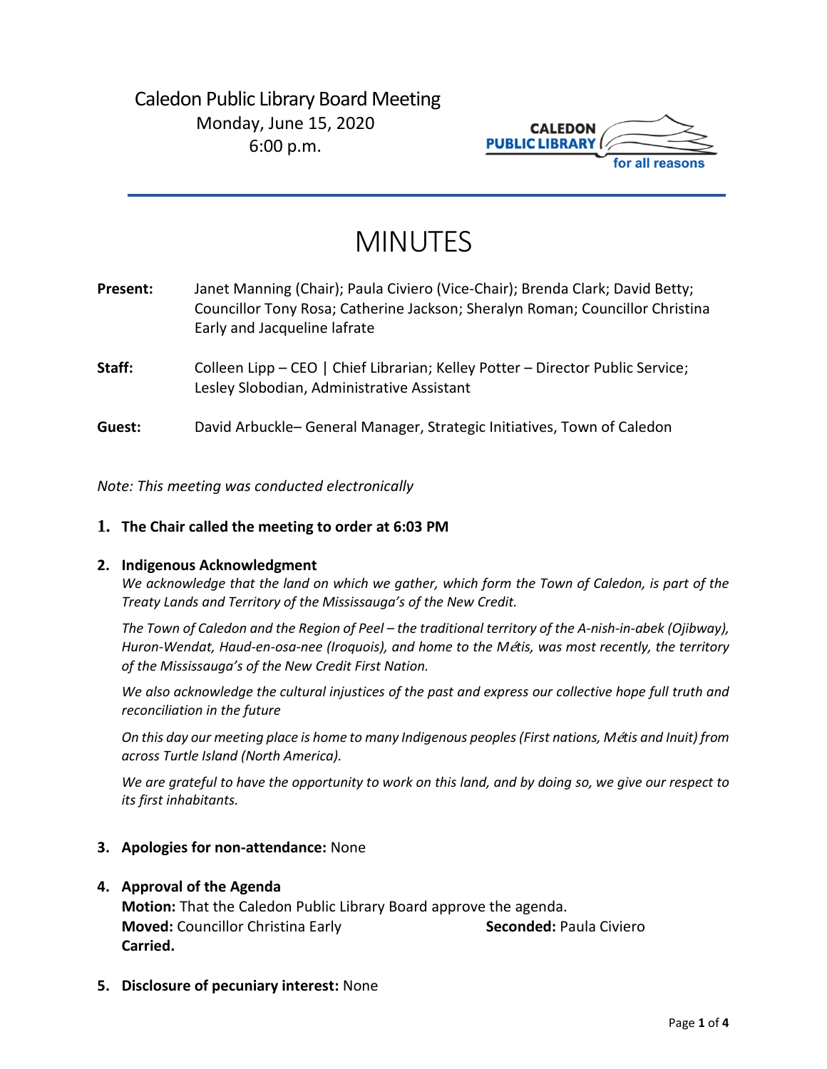Caledon Public Library Board Meeting
Monday, June 15, 2020
6:00 p.m.

CALEDON PUBLIC LIBRARY for all reasons

# MINUTES

**Present:** Janet Manning (Chair); Paula Civiero (Vice-Chair); Brenda Clark; David Betty; Councillor Tony Rosa; Catherine Jackson; Sheralyn Roman; Councillor Christina Early and Jacqueline lafrate

**Staff:** Colleen Lipp – CEO | Chief Librarian; Kelley Potter – Director Public Service; Lesley Slobodian, Administrative Assistant

**Guest:** David Arbuckle– General Manager, Strategic Initiatives, Town of Caledon

*Note: This meeting was conducted electronically*

1. **The Chair called the meeting to order at 6:03 PM**

2. **Indigenous Acknowledgment**

   *We acknowledge that the land on which we gather, which form the Town of Caledon, is part of the Treaty Lands and Territory of the Mississauga's of the New Credit.*

   *The Town of Caledon and the Region of Peel – the traditional territory of the A-nish-in-abek (Ojibway), Huron-Wendat, Haud-en-osa-nee (Iroquois), and home to the Métis, was most recently, the territory of the Mississauga's of the New Credit First Nation.*

   *We also acknowledge the cultural injustices of the past and express our collective hope full truth and reconciliation in the future*

   *On this day our meeting place is home to many Indigenous peoples (First nations, Métis and Inuit) from across Turtle Island (North America).*

   *We are grateful to have the opportunity to work on this land, and by doing so, we give our respect to its first inhabitants.*

3. **Apologies for non-attendance:** None

4. **Approval of the Agenda**

   **Motion:** That the Caledon Public Library Board approve the agenda.
   **Moved:** Councillor Christina Early **Seconded:** Paula Civiero
   **Carried.**

5. **Disclosure of pecuniary interest:** None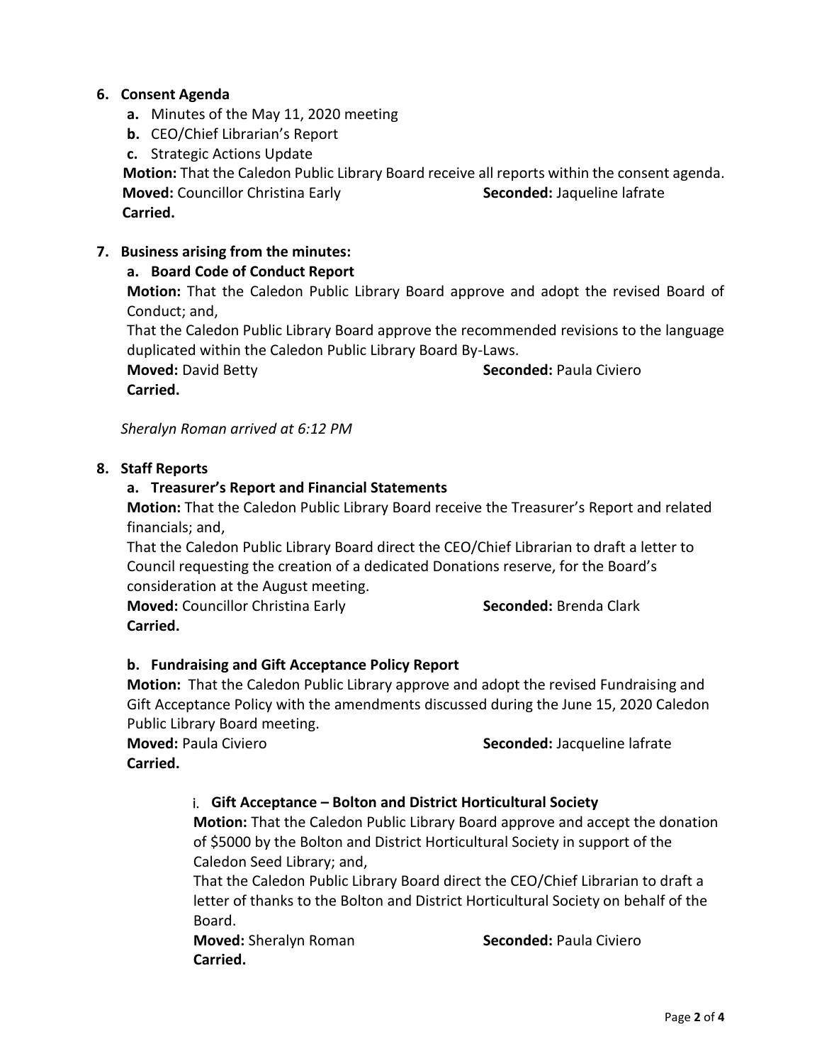**6. Consent Agenda**

**a.** Minutes of the May 11, 2020 meeting

**b.** CEO/Chief Librarian's Report

**c.** Strategic Actions Update

**Motion:** That the Caledon Public Library Board receive all reports within the consent agenda.

**Moved:** Councillor Christina Early **Seconded:** Jaqueline lafrate

**Carried.**

**7. Business arising from the minutes:**

**a. Board Code of Conduct Report**

**Motion:** That the Caledon Public Library Board approve and adopt the revised Board of Conduct; and,

That the Caledon Public Library Board approve the recommended revisions to the language duplicated within the Caledon Public Library Board By-Laws.

**Moved:** David Betty **Seconded:** Paula Civiero

**Carried.**

*Sheralyn Roman arrived at 6:12 PM*

**8. Staff Reports**

**a. Treasurer's Report and Financial Statements**

**Motion:** That the Caledon Public Library Board receive the Treasurer's Report and related financials; and,

That the Caledon Public Library Board direct the CEO/Chief Librarian to draft a letter to Council requesting the creation of a dedicated Donations reserve, for the Board's consideration at the August meeting.

**Moved:** Councillor Christina Early **Seconded:** Brenda Clark

**Carried.**

**b. Fundraising and Gift Acceptance Policy Report**

**Motion:** That the Caledon Public Library approve and adopt the revised Fundraising and Gift Acceptance Policy with the amendments discussed during the June 15, 2020 Caledon Public Library Board meeting.

**Moved:** Paula Civiero **Seconded:** Jacqueline lafrate

**Carried.**

i. **Gift Acceptance – Bolton and District Horticultural Society**

**Motion:** That the Caledon Public Library Board approve and accept the donation of $5000 by the Bolton and District Horticultural Society in support of the Caledon Seed Library; and,

That the Caledon Public Library Board direct the CEO/Chief Librarian to draft a letter of thanks to the Bolton and District Horticultural Society on behalf of the Board.

**Moved:** Sheralyn Roman **Seconded:** Paula Civiero

**Carried.**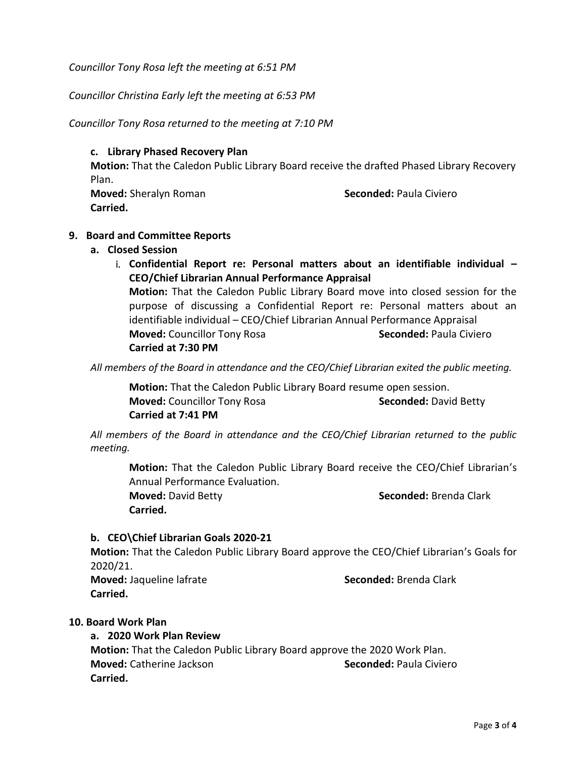*Councillor Tony Rosa left the meeting at 6:51 PM*

*Councillor Christina Early left the meeting at 6:53 PM*

*Councillor Tony Rosa returned to the meeting at 7:10 PM*

**c. Library Phased Recovery Plan**

**Motion:** That the Caledon Public Library Board receive the drafted Phased Library Recovery Plan.

**Moved:** Sheralyn Roman **Seconded:** Paula Civiero

**Carried.**

## 9. Board and Committee Reports

### a. Closed Session

i. **Confidential Report re: Personal matters about an identifiable individual – CEO/Chief Librarian Annual Performance Appraisal**

**Motion:** That the Caledon Public Library Board move into closed session for the purpose of discussing a Confidential Report re: Personal matters about an identifiable individual – CEO/Chief Librarian Annual Performance Appraisal

**Moved:** Councillor Tony Rosa **Seconded:** Paula Civiero

**Carried at 7:30 PM**

*All members of the Board in attendance and the CEO/Chief Librarian exited the public meeting.*

**Motion:** That the Caledon Public Library Board resume open session.

**Moved:** Councillor Tony Rosa **Seconded:** David Betty

**Carried at 7:41 PM**

*All members of the Board in attendance and the CEO/Chief Librarian returned to the public meeting.*

**Motion:** That the Caledon Public Library Board receive the CEO/Chief Librarian's Annual Performance Evaluation.

**Moved:** David Betty **Seconded:** Brenda Clark

**Carried.**

### b. CEO\Chief Librarian Goals 2020-21

**Motion:** That the Caledon Public Library Board approve the CEO/Chief Librarian's Goals for 2020/21.

**Moved:** Jaqueline lafrate **Seconded:** Brenda Clark

**Carried.**

## 10. Board Work Plan

### a. 2020 Work Plan Review

**Motion:** That the Caledon Public Library Board approve the 2020 Work Plan.

**Moved:** Catherine Jackson **Seconded:** Paula Civiero

**Carried.**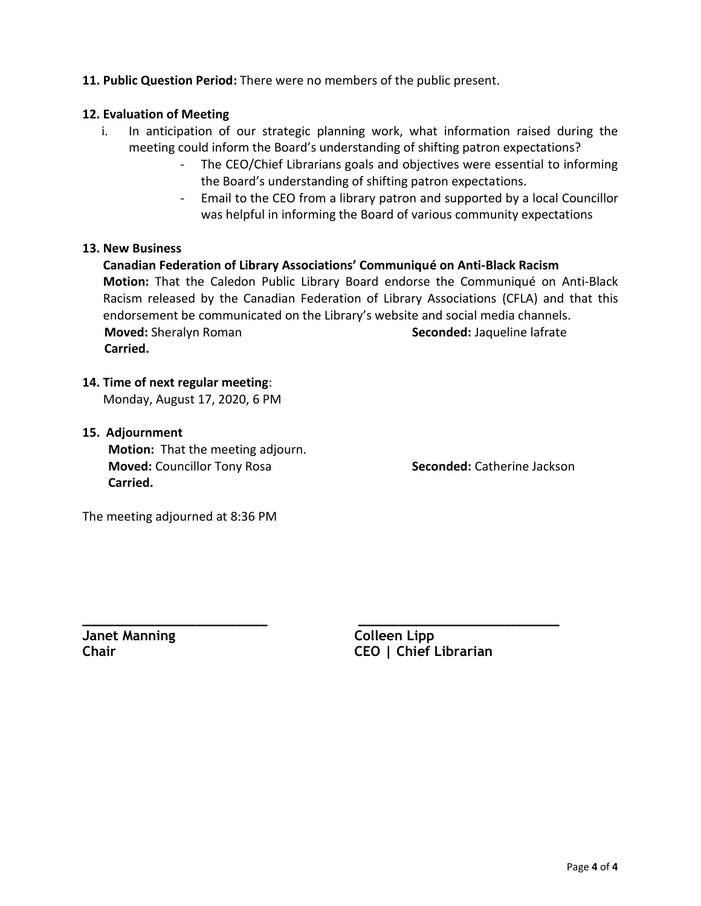**11. Public Question Period:** There were no members of the public present.

**12. Evaluation of Meeting**

i. In anticipation of our strategic planning work, what information raised during the meeting could inform the Board's understanding of shifting patron expectations?
   - The CEO/Chief Librarians goals and objectives were essential to informing the Board's understanding of shifting patron expectations.
   - Email to the CEO from a library patron and supported by a local Councillor was helpful in informing the Board of various community expectations

**13. New Business**

**Canadian Federation of Library Associations' Communiqué on Anti-Black Racism**

**Motion:** That the Caledon Public Library Board endorse the Communiqué on Anti-Black Racism released by the Canadian Federation of Library Associations (CFLA) and that this endorsement be communicated on the Library's website and social media channels.

**Moved:** Sheralyn Roman **Seconded:** Jaqueline Iafrate

**Carried.**

**14. Time of next regular meeting**:

Monday, August 17, 2020, 6 PM

**15. Adjournment**

**Motion:** That the meeting adjourn.

**Moved:** Councillor Tony Rosa **Seconded:** Catherine Jackson

**Carried.**

The meeting adjourned at 8:36 PM

_________________________

**Janet Manning**
**Chair**

_________________________

**Colleen Lipp**
**CEO | Chief Librarian**